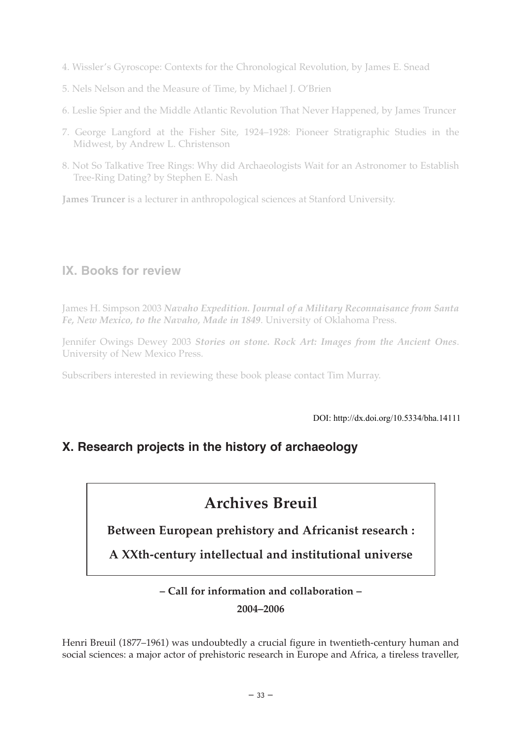4. Wissler's Gyroscope: Contexts for the Chronological Revolution, by James E. Snead

5. Nels Nelson and the Measure of Time, by Michael J. O'Brien

6. Leslie Spier and the Middle Atlantic Revolution That Never Happened, by James Truncer

7. George Langford at the Fisher Site, 1924–1928: Pioneer Stratigraphic Studies in the Midwest, by Andrew L. Christenson

8. Not So Talkative Tree Rings: Why did Archaeologists Wait for an Astronomer to Establish Tree-Ring Dating? by Stephen E. Nash

**James Truncer** is a lecturer in anthropological sciences at Stanford University.

## IX. Books for review

James H. Simpson 2003 ***Navaho Expedition. Journal of a Military Reconnaisance from Santa Fe, New Mexico, to the Navaho, Made in 1849***. University of Oklahoma Press.

Jennifer Owings Dewey 2003 ***Stories on stone. Rock Art: Images from the Ancient Ones***. University of New Mexico Press.

Subscribers interested in reviewing these book please contact Tim Murray.

DOI: http://dx.doi.org/10.5334/bha.14111

## X. Research projects in the history of archaeology

# Archives Breuil

**Between European prehistory and Africanist research :**

**A XXth-century intellectual and institutional universe**

**– Call for information and collaboration –**

**2004–2006**

Henri Breuil (1877–1961) was undoubtedly a crucial figure in twentieth-century human and social sciences: a major actor of prehistoric research in Europe and Africa, a tireless traveller,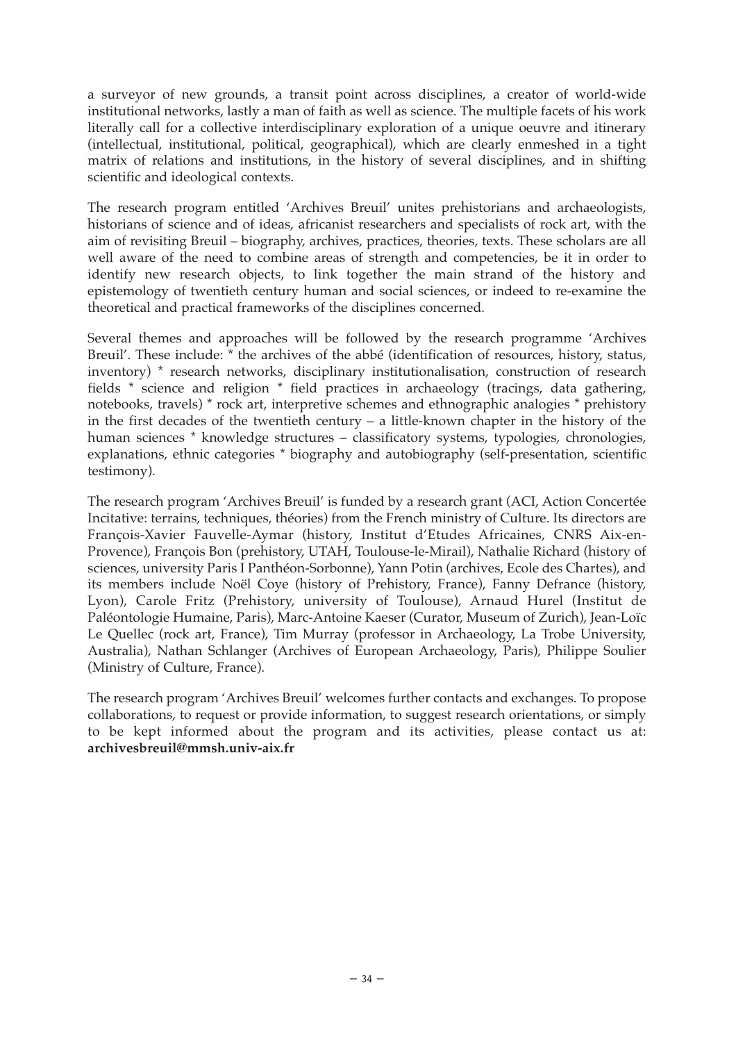a surveyor of new grounds, a transit point across disciplines, a creator of world-wide institutional networks, lastly a man of faith as well as science. The multiple facets of his work literally call for a collective interdisciplinary exploration of a unique oeuvre and itinerary (intellectual, institutional, political, geographical), which are clearly enmeshed in a tight matrix of relations and institutions, in the history of several disciplines, and in shifting scientific and ideological contexts.

The research program entitled 'Archives Breuil' unites prehistorians and archaeologists, historians of science and of ideas, africanist researchers and specialists of rock art, with the aim of revisiting Breuil – biography, archives, practices, theories, texts. These scholars are all well aware of the need to combine areas of strength and competencies, be it in order to identify new research objects, to link together the main strand of the history and epistemology of twentieth century human and social sciences, or indeed to re-examine the theoretical and practical frameworks of the disciplines concerned.

Several themes and approaches will be followed by the research programme 'Archives Breuil'. These include: * the archives of the abbé (identification of resources, history, status, inventory) * research networks, disciplinary institutionalisation, construction of research fields * science and religion * field practices in archaeology (tracings, data gathering, notebooks, travels) * rock art, interpretive schemes and ethnographic analogies * prehistory in the first decades of the twentieth century – a little-known chapter in the history of the human sciences * knowledge structures – classificatory systems, typologies, chronologies, explanations, ethnic categories * biography and autobiography (self-presentation, scientific testimony).

The research program 'Archives Breuil' is funded by a research grant (ACI, Action Concertée Incitative: terrains, techniques, théories) from the French ministry of Culture. Its directors are François-Xavier Fauvelle-Aymar (history, Institut d'Etudes Africaines, CNRS Aix-en-Provence), François Bon (prehistory, UTAH, Toulouse-le-Mirail), Nathalie Richard (history of sciences, university Paris I Panthéon-Sorbonne), Yann Potin (archives, Ecole des Chartes), and its members include Noël Coye (history of Prehistory, France), Fanny Defrance (history, Lyon), Carole Fritz (Prehistory, university of Toulouse), Arnaud Hurel (Institut de Paléontologie Humaine, Paris), Marc-Antoine Kaeser (Curator, Museum of Zurich), Jean-Loïc Le Quellec (rock art, France), Tim Murray (professor in Archaeology, La Trobe University, Australia), Nathan Schlanger (Archives of European Archaeology, Paris), Philippe Soulier (Ministry of Culture, France).

The research program 'Archives Breuil' welcomes further contacts and exchanges. To propose collaborations, to request or provide information, to suggest research orientations, or simply to be kept informed about the program and its activities, please contact us at: **archivesbreuil@mmsh.univ-aix.fr**